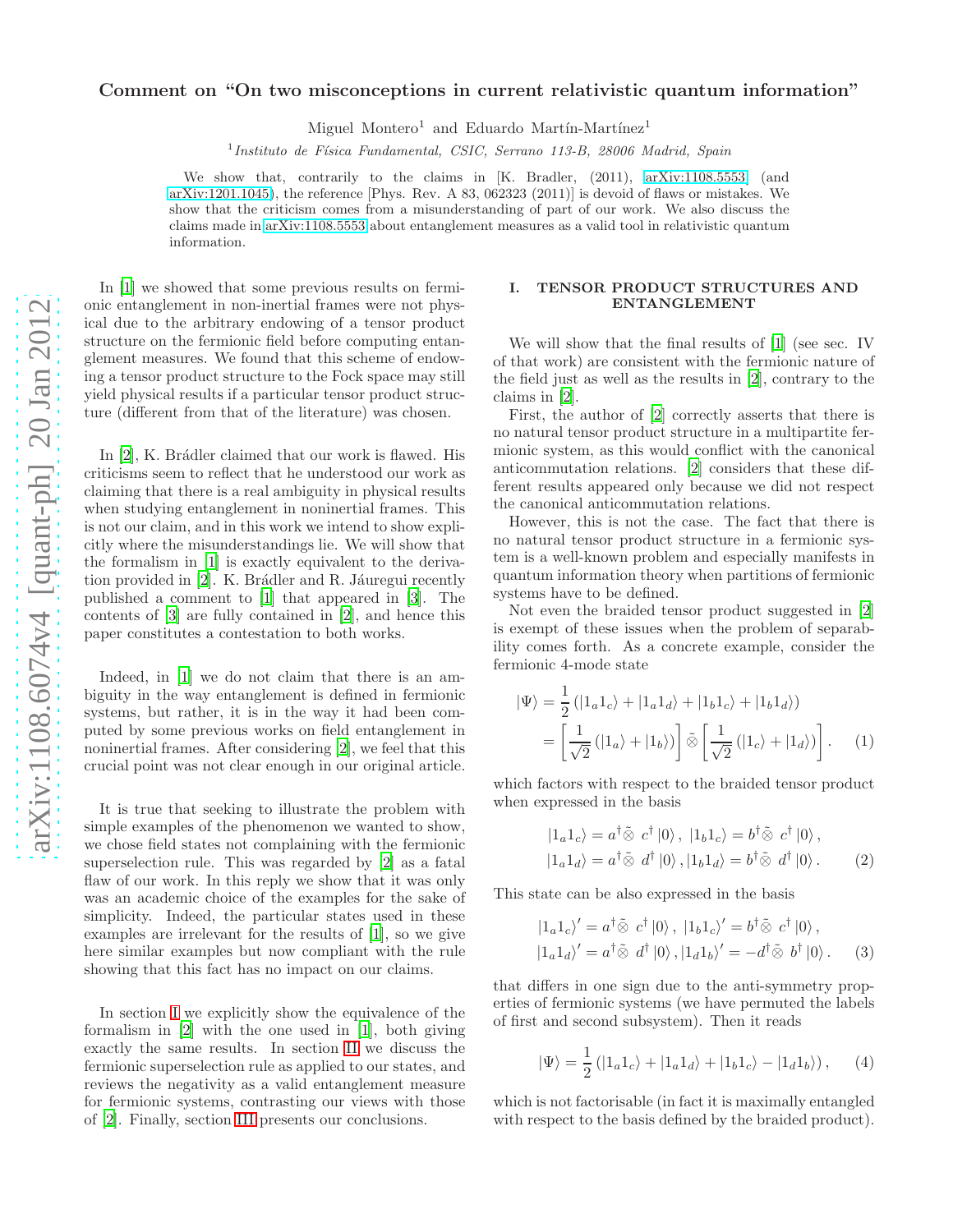# Comment on "On two misconceptions in current relativistic quantum information"

Miguel Montero[1] and Eduardo Martín-Martínez[1]

[1] *Instituto de Física Fundamental, CSIC, Serrano 113-B, 28006 Madrid, Spain*

We show that, contrarily to the claims in [K. Bradler, (2011), arXiv:1108.5553] (and arXiv:1201.1045), the reference [Phys. Rev. A 83, 062323 (2011)] is devoid of flaws or mistakes. We show that the criticism comes from a misunderstanding of part of our work. We also discuss the claims made in arXiv:1108.5553 about entanglement measures as a valid tool in relativistic quantum information.

In [1] we showed that some previous results on fermionic entanglement in non-inertial frames were not physical due to the arbitrary endowing of a tensor product structure on the fermionic field before computing entanglement measures. We found that this scheme of endowing a tensor product structure to the Fock space may still yield physical results if a particular tensor product structure (different from that of the literature) was chosen.

In [2], K. Brádler claimed that our work is flawed. His criticisms seem to reflect that he understood our work as claiming that there is a real ambiguity in physical results when studying entanglement in noninertial frames. This is not our claim, and in this work we intend to show explicitly where the misunderstandings lie. We will show that the formalism in [1] is exactly equivalent to the derivation provided in [2]. K. Brádler and R. Jáuregui recently published a comment to [1] that appeared in [3]. The contents of [3] are fully contained in [2], and hence this paper constitutes a contestation to both works.

Indeed, in [1] we do not claim that there is an ambiguity in the way entanglement is defined in fermionic systems, but rather, it is in the way it had been computed by some previous works on field entanglement in noninertial frames. After considering [2], we feel that this crucial point was not clear enough in our original article.

It is true that seeking to illustrate the problem with simple examples of the phenomenon we wanted to show, we chose field states not complaining with the fermionic superselection rule. This was regarded by [2] as a fatal flaw of our work. In this reply we show that it was only an academic choice of the examples for the sake of simplicity. Indeed, the particular states used in these examples are irrelevant for the results of [1], so we give here similar examples but now compliant with the rule showing that this fact has no impact on our claims.

In section I we explicitly show the equivalence of the formalism in [2] with the one used in [1], both giving exactly the same results. In section II we discuss the fermionic superselection rule as applied to our states, and reviews the negativity as a valid entanglement measure for fermionic systems, contrasting our views with those of [2]. Finally, section III presents our conclusions.

## I. TENSOR PRODUCT STRUCTURES AND ENTANGLEMENT

We will show that the final results of [1] (see sec. IV of that work) are consistent with the fermionic nature of the field just as well as the results in [2], contrary to the claims in [2].

First, the author of [2] correctly asserts that there is no natural tensor product structure in a multipartite fermionic system, as this would conflict with the canonical anticommutation relations. [2] considers that these different results appeared only because we did not respect the canonical anticommutation relations.

However, this is not the case. The fact that there is no natural tensor product structure in a fermionic system is a well-known problem and especially manifests in quantum information theory when partitions of fermionic systems have to be defined.

Not even the braided tensor product suggested in [2] is exempt of these issues when the problem of separability comes forth. As a concrete example, consider the fermionic 4-mode state

$$
\begin{aligned}
|\Psi\rangle &= \frac{1}{2}\left(|1_a 1_c\rangle + |1_a 1_d\rangle + |1_b 1_c\rangle + |1_b 1_d\rangle\right) \\
&= \left[\frac{1}{\sqrt{2}}\left(|1_a\rangle + |1_b\rangle\right)\right] \tilde{\otimes} \left[\frac{1}{\sqrt{2}}\left(|1_c\rangle + |1_d\rangle\right)\right]. \qquad (1)
\end{aligned}
$$

which factors with respect to the braided tensor product when expressed in the basis

$$
\begin{aligned}
|1_a 1_c\rangle &= a^\dagger \tilde{\otimes}\ c^\dagger |0\rangle\,,\ |1_b 1_c\rangle = b^\dagger \tilde{\otimes}\ c^\dagger |0\rangle\,, \\
|1_a 1_d\rangle &= a^\dagger \tilde{\otimes}\ d^\dagger |0\rangle\,, |1_b 1_d\rangle = b^\dagger \tilde{\otimes}\ d^\dagger |0\rangle\,. \qquad (2)
\end{aligned}
$$

This state can be also expressed in the basis

$$
\begin{aligned}
|1_a 1_c\rangle' &= a^\dagger \tilde{\otimes}\ c^\dagger |0\rangle\,,\ |1_b 1_c\rangle' = b^\dagger \tilde{\otimes}\ c^\dagger |0\rangle\,, \\
|1_a 1_d\rangle' &= a^\dagger \tilde{\otimes}\ d^\dagger |0\rangle\,, |1_d 1_b\rangle' = -d^\dagger \tilde{\otimes}\ b^\dagger |0\rangle\,. \qquad (3)
\end{aligned}
$$

that differs in one sign due to the anti-symmetry properties of fermionic systems (we have permuted the labels of first and second subsystem). Then it reads

$$
|\Psi\rangle = \frac{1}{2}\left(|1_a 1_c\rangle + |1_a 1_d\rangle + |1_b 1_c\rangle - |1_d 1_b\rangle\right), \qquad (4)
$$

which is not factorisable (in fact it is maximally entangled with respect to the basis defined by the braided product).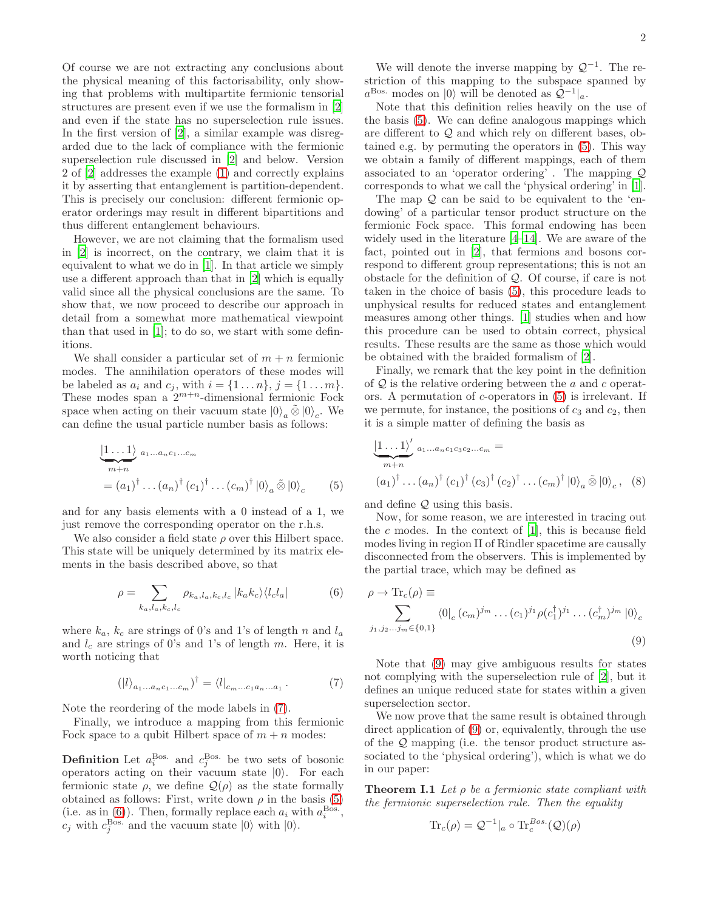Of course we are not extracting any conclusions about the physical meaning of this factorisability, only showing that problems with multipartite fermionic tensorial structures are present even if we use the formalism in [2] and even if the state has no superselection rule issues. In the first version of [2], a similar example was disregarded due to the lack of compliance with the fermionic superselection rule discussed in [2] and below. Version 2 of [2] addresses the example (1) and correctly explains it by asserting that entanglement is partition-dependent. This is precisely our conclusion: different fermionic operator orderings may result in different bipartitions and thus different entanglement behaviours.

However, we are not claiming that the formalism used in [2] is incorrect, on the contrary, we claim that it is equivalent to what we do in [1]. In that article we simply use a different approach than that in [2] which is equally valid since all the physical conclusions are the same. To show that, we now proceed to describe our approach in detail from a somewhat more mathematical viewpoint than that used in [1]; to do so, we start with some definitions.

We shall consider a particular set of $m+n$ fermionic modes. The annihilation operators of these modes will be labeled as $a_i$ and $c_j$, with $i = \{1 \dots n\}$, $j = \{1 \dots m\}$. These modes span a $2^{m+n}$-dimensional fermionic Fock space when acting on their vacuum state $|0\rangle_a \tilde{\otimes} |0\rangle_c$. We can define the usual particle number basis as follows:

$$
\underbrace{|1 \dots 1\rangle}_{m+n}{}_{a_1 \dots a_n c_1 \dots c_m} = (a_1)^\dagger \dots (a_n)^\dagger (c_1)^\dagger \dots (c_m)^\dagger |0\rangle_a \tilde{\otimes} |0\rangle_c \tag{5}
$$

and for any basis elements with a 0 instead of a 1, we just remove the corresponding operator on the r.h.s.

We also consider a field state $\rho$ over this Hilbert space. This state will be uniquely determined by its matrix elements in the basis described above, so that

$$
\rho = \sum_{k_a, l_a, k_c, l_c} \rho_{k_a, l_a, k_c, l_c} |k_a k_c\rangle\langle l_c l_a| \tag{6}
$$

where $k_a$, $k_c$ are strings of 0's and 1's of length $n$ and $l_a$ and $l_c$ are strings of 0's and 1's of length $m$. Here, it is worth noticing that

$$
(|l\rangle_{a_1 \dots a_n c_1 \dots c_m})^\dagger = \langle l|_{c_m \dots c_1 a_n \dots a_1} . \tag{7}
$$

Note the reordering of the mode labels in (7).

Finally, we introduce a mapping from this fermionic Fock space to a qubit Hilbert space of $m+n$ modes:

**Definition** Let $a_i^{\text{Bos.}}$ and $c_j^{\text{Bos.}}$ be two sets of bosonic operators acting on their vacuum state $|0\rangle$. For each fermionic state $\rho$, we define $\mathcal{Q}(\rho)$ as the state formally obtained as follows: First, write down $\rho$ in the basis (5) (i.e. as in (6)). Then, formally replace each $a_i$ with $a_i^{\text{Bos.}}$, $c_j$ with $c_j^{\text{Bos.}}$ and the vacuum state $|0\rangle$ with $|0\rangle$.

We will denote the inverse mapping by $\mathcal{Q}^{-1}$. The restriction of this mapping to the subspace spanned by $a^{\text{Bos.}}$ modes on $|0\rangle$ will be denoted as $\mathcal{Q}^{-1}|_a$.

Note that this definition relies heavily on the use of the basis (5). We can define analogous mappings which are different to $\mathcal{Q}$ and which rely on different bases, obtained e.g. by permuting the operators in (5). This way we obtain a family of different mappings, each of them associated to an 'operator ordering' . The mapping $\mathcal{Q}$ corresponds to what we call the 'physical ordering' in [1].

The map $\mathcal{Q}$ can be said to be equivalent to the 'endowing' of a particular tensor product structure on the fermionic Fock space. This formal endowing has been widely used in the literature [4–14]. We are aware of the fact, pointed out in [2], that fermions and bosons correspond to different group representations; this is not an obstacle for the definition of $\mathcal{Q}$. Of course, if care is not taken in the choice of basis (5), this procedure leads to unphysical results for reduced states and entanglement measures among other things. [1] studies when and how this procedure can be used to obtain correct, physical results. These results are the same as those which would be obtained with the braided formalism of [2].

Finally, we remark that the key point in the definition of $\mathcal{Q}$ is the relative ordering between the $a$ and $c$ operators. A permutation of $c$-operators in (5) is irrelevant. If we permute, for instance, the positions of $c_3$ and $c_2$, then it is a simple matter of defining the basis as

$$
\underbrace{|1 \dots 1\rangle'}_{m+n}{}_{a_1 \dots a_n c_1 c_3 c_2 \dots c_m} = (a_1)^\dagger \dots (a_n)^\dagger (c_1)^\dagger (c_3)^\dagger (c_2)^\dagger \dots (c_m)^\dagger |0\rangle_a \tilde{\otimes} |0\rangle_c , \tag{8}
$$

and define $\mathcal{Q}$ using this basis.

Now, for some reason, we are interested in tracing out the $c$ modes. In the context of [1], this is because field modes living in region II of Rindler spacetime are causally disconnected from the observers. This is implemented by the partial trace, which may be defined as

$$
\rho \to \text{Tr}_c(\rho) \equiv \sum_{j_1, j_2 \dots j_m \in \{0,1\}} \langle 0|_c (c_m)^{j_m} \dots (c_1)^{j_1} \rho (c_1^\dagger)^{j_1} \dots (c_m^\dagger)^{j_m} |0\rangle_c \tag{9}
$$

Note that (9) may give ambiguous results for states not complying with the superselection rule of [2], but it defines an unique reduced state for states within a given superselection sector.

We now prove that the same result is obtained through direct application of (9) or, equivalently, through the use of the $\mathcal{Q}$ mapping (i.e. the tensor product structure associated to the 'physical ordering'), which is what we do in our paper:

**Theorem I.1** *Let $\rho$ be a fermionic state compliant with the fermionic superselection rule. Then the equality*

$$
\text{Tr}_c(\rho) = \mathcal{Q}^{-1}|_a \circ \text{Tr}_c^{\text{Bos.}}(\mathcal{Q})(\rho)
$$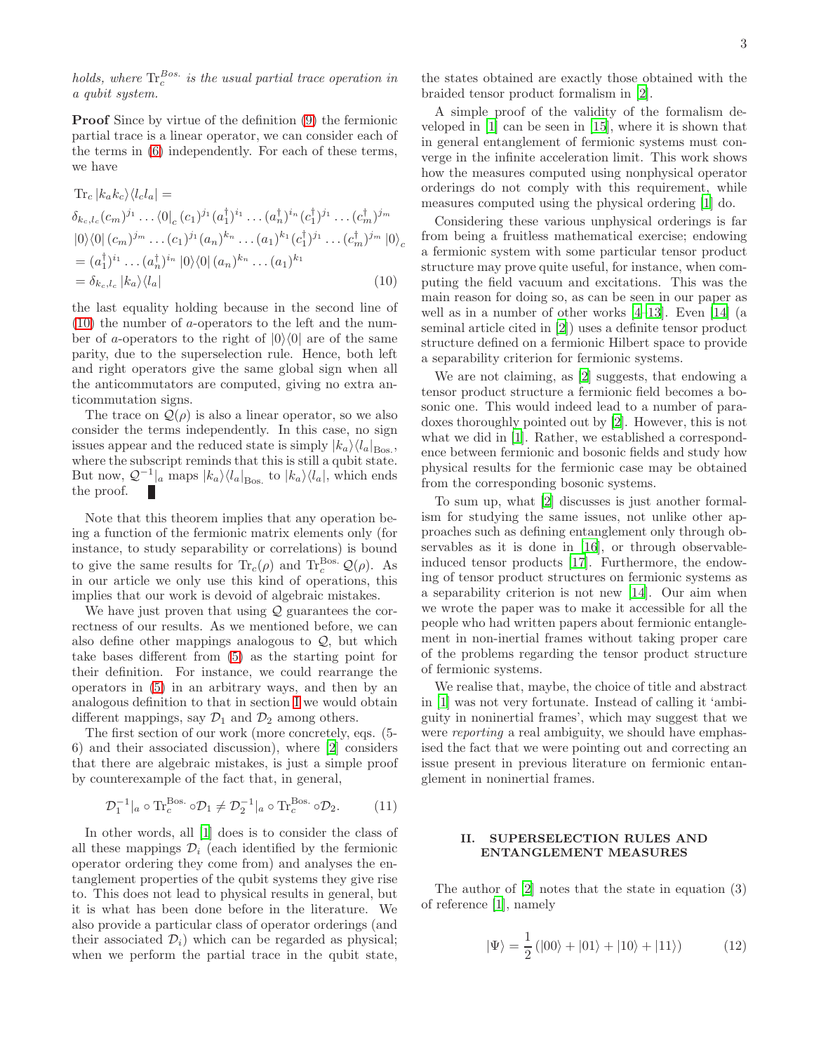*holds, where* $\mathrm{Tr}_c^{Bos.}$ *is the usual partial trace operation in a qubit system.*

**Proof** Since by virtue of the definition (9) the fermionic partial trace is a linear operator, we can consider each of the terms in (6) independently. For each of these terms, we have

$$
\begin{aligned}
&\mathrm{Tr}_c \left|k_a k_c\right\rangle\!\left\langle l_c l_a\right| = \\
&\delta_{k_c,l_c}(c_m)^{j_1}\dots\langle 0|_c\,(c_1)^{j_1}(a_1^\dagger)^{i_1}\dots(a_n^\dagger)^{i_n}(c_1^\dagger)^{j_1}\dots(c_m^\dagger)^{j_m} \\
&|0\rangle\langle 0|\,(c_m)^{j_m}\dots(c_1)^{j_1}(a_n)^{k_n}\dots(a_1)^{k_1}(c_1^\dagger)^{j_1}\dots(c_m^\dagger)^{j_m}\,|0\rangle_c \\
&= (a_1^\dagger)^{i_1}\dots(a_n^\dagger)^{i_n}\,|0\rangle\langle 0|\,(a_n)^{k_n}\dots(a_1)^{k_1} \\
&= \delta_{k_c,l_c}\left|k_a\right\rangle\!\left\langle l_a\right| \qquad (10)
\end{aligned}
$$

the last equality holding because in the second line of (10) the number of $a$-operators to the left and the number of $a$-operators to the right of $|0\rangle\langle 0|$ are of the same parity, due to the superselection rule. Hence, both left and right operators give the same global sign when all the anticommutators are computed, giving no extra anticommutation signs.

The trace on $\mathcal{Q}(\rho)$ is also a linear operator, so we also consider the terms independently. In this case, no sign issues appear and the reduced state is simply $|k_a\rangle\langle l_a|_{\mathrm{Bos.}}$, where the subscript reminds that this is still a qubit state. But now, $\mathcal{Q}^{-1}|_a$ maps $|k_a\rangle\langle l_a|_{\mathrm{Bos.}}$ to $|k_a\rangle\langle l_a|$, which ends the proof. ∎

Note that this theorem implies that any operation being a function of the fermionic matrix elements only (for instance, to study separability or correlations) is bound to give the same results for $\mathrm{Tr}_c(\rho)$ and $\mathrm{Tr}_c^{\mathrm{Bos.}}\,\mathcal{Q}(\rho)$. As in our article we only use this kind of operations, this implies that our work is devoid of algebraic mistakes.

We have just proven that using $\mathcal{Q}$ guarantees the correctness of our results. As we mentioned before, we can also define other mappings analogous to $\mathcal{Q}$, but which take bases different from (5) as the starting point for their definition. For instance, we could rearrange the operators in (5) in an arbitrary ways, and then by an analogous definition to that in section I we would obtain different mappings, say $\mathcal{D}_1$ and $\mathcal{D}_2$ among others.

The first section of our work (more concretely, eqs. (5-6) and their associated discussion), where [2] considers that there are algebraic mistakes, is just a simple proof by counterexample of the fact that, in general,

$$
\mathcal{D}_1^{-1}|_a \circ \mathrm{Tr}_c^{\mathrm{Bos.}} \circ \mathcal{D}_1 \neq \mathcal{D}_2^{-1}|_a \circ \mathrm{Tr}_c^{\mathrm{Bos.}} \circ \mathcal{D}_2. \qquad (11)
$$

In other words, all [1] does is to consider the class of all these mappings $\mathcal{D}_i$ (each identified by the fermionic operator ordering they come from) and analyses the entanglement properties of the qubit systems they give rise to. This does not lead to physical results in general, but it is what has been done before in the literature. We also provide a particular class of operator orderings (and their associated $\mathcal{D}_i$) which can be regarded as physical; when we perform the partial trace in the qubit state, the states obtained are exactly those obtained with the braided tensor product formalism in [2].

A simple proof of the validity of the formalism developed in [1] can be seen in [15], where it is shown that in general entanglement of fermionic systems must converge in the infinite acceleration limit. This work shows how the measures computed using nonphysical operator orderings do not comply with this requirement, while measures computed using the physical ordering [1] do.

Considering these various unphysical orderings is far from being a fruitless mathematical exercise; endowing a fermionic system with some particular tensor product structure may prove quite useful, for instance, when computing the field vacuum and excitations. This was the main reason for doing so, as can be seen in our paper as well as in a number of other works [4–13]. Even [14] (a seminal article cited in [2]) uses a definite tensor product structure defined on a fermionic Hilbert space to provide a separability criterion for fermionic systems.

We are not claiming, as [2] suggests, that endowing a tensor product structure a fermionic field becomes a bosonic one. This would indeed lead to a number of paradoxes thoroughly pointed out by [2]. However, this is not what we did in [1]. Rather, we established a correspondence between fermionic and bosonic fields and study how physical results for the fermionic case may be obtained from the corresponding bosonic systems.

To sum up, what [2] discusses is just another formalism for studying the same issues, not unlike other approaches such as defining entanglement only through observables as it is done in [16], or through observable-induced tensor products [17]. Furthermore, the endowing of tensor product structures on fermionic systems as a separability criterion is not new [14]. Our aim when we wrote the paper was to make it accessible for all the people who had written papers about fermionic entanglement in non-inertial frames without taking proper care of the problems regarding the tensor product structure of fermionic systems.

We realise that, maybe, the choice of title and abstract in [1] was not very fortunate. Instead of calling it 'ambiguity in noninertial frames', which may suggest that we were *reporting* a real ambiguity, we should have emphasised the fact that we were pointing out and correcting an issue present in previous literature on fermionic entanglement in noninertial frames.

## II. SUPERSELECTION RULES AND ENTANGLEMENT MEASURES

The author of [2] notes that the state in equation (3) of reference [1], namely

$$
|\Psi\rangle = \frac{1}{2}\left(|00\rangle + |01\rangle + |10\rangle + |11\rangle\right) \qquad (12)
$$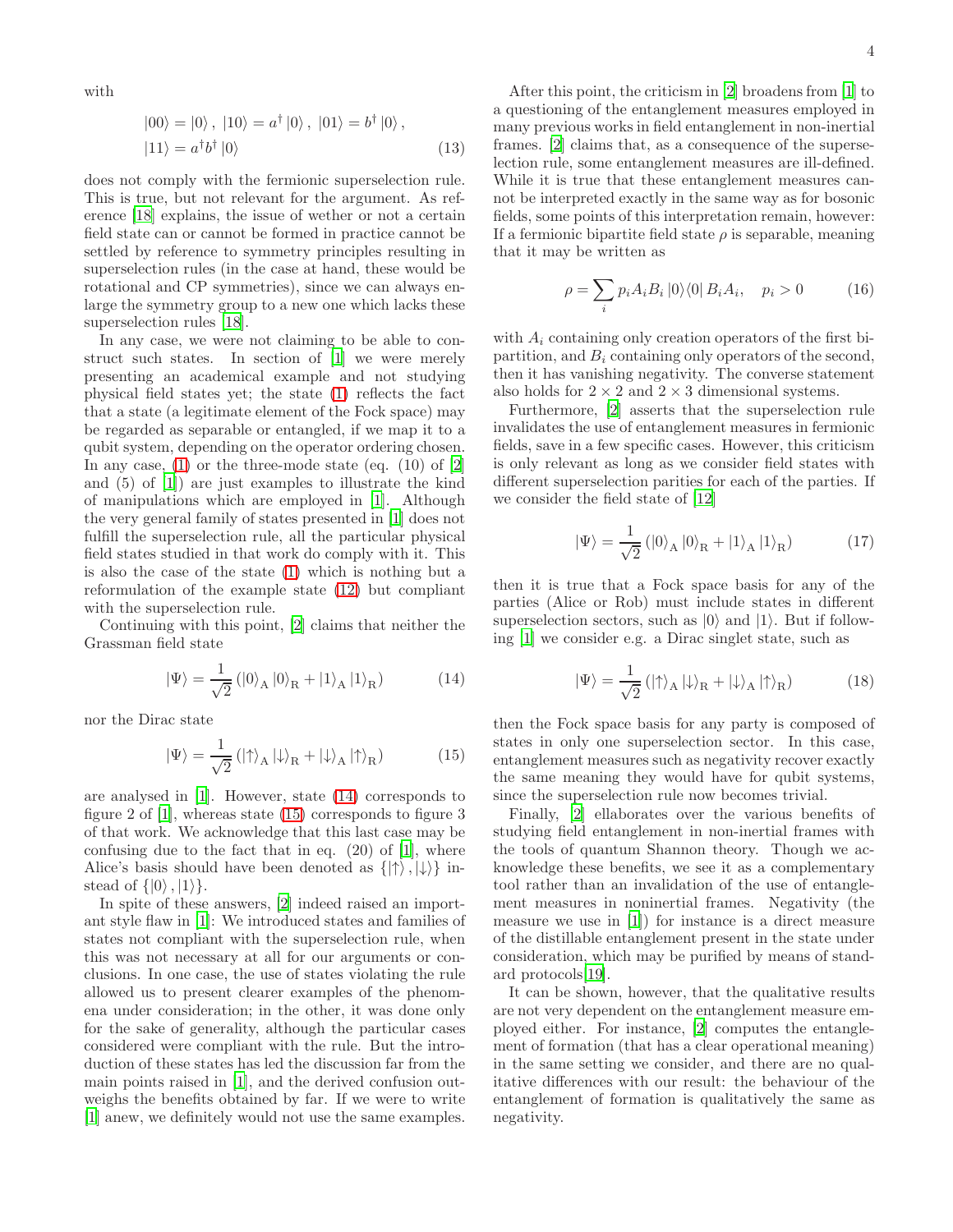with

$$|00\rangle = |0\rangle\,,\ |10\rangle = a^{\dagger}\,|0\rangle\,,\ |01\rangle = b^{\dagger}\,|0\rangle\,,$$
$$|11\rangle = a^{\dagger}b^{\dagger}\,|0\rangle \tag{13}$$

does not comply with the fermionic superselection rule. This is true, but not relevant for the argument. As reference [18] explains, the issue of wether or not a certain field state can or cannot be formed in practice cannot be settled by reference to symmetry principles resulting in superselection rules (in the case at hand, these would be rotational and CP symmetries), since we can always enlarge the symmetry group to a new one which lacks these superselection rules [18].

In any case, we were not claiming to be able to construct such states. In section of [1] we were merely presenting an academical example and not studying physical field states yet; the state (1) reflects the fact that a state (a legitimate element of the Fock space) may be regarded as separable or entangled, if we map it to a qubit system, depending on the operator ordering chosen. In any case, (1) or the three-mode state (eq. (10) of [2] and (5) of [1]) are just examples to illustrate the kind of manipulations which are employed in [1]. Although the very general family of states presented in [1] does not fulfill the superselection rule, all the particular physical field states studied in that work do comply with it. This is also the case of the state (1) which is nothing but a reformulation of the example state (12) but compliant with the superselection rule.

Continuing with this point, [2] claims that neither the Grassman field state

$$|\Psi\rangle = \frac{1}{\sqrt{2}}\left(|0\rangle_{\mathrm{A}}\,|0\rangle_{\mathrm{R}} + |1\rangle_{\mathrm{A}}\,|1\rangle_{\mathrm{R}}\right) \tag{14}$$

nor the Dirac state

$$|\Psi\rangle = \frac{1}{\sqrt{2}}\left(|{\uparrow}\rangle_{\mathrm{A}}\,|{\downarrow}\rangle_{\mathrm{R}} + |{\downarrow}\rangle_{\mathrm{A}}\,|{\uparrow}\rangle_{\mathrm{R}}\right) \tag{15}$$

are analysed in [1]. However, state (14) corresponds to figure 2 of [1], whereas state (15) corresponds to figure 3 of that work. We acknowledge that this last case may be confusing due to the fact that in eq. (20) of [1], where Alice's basis should have been denoted as $\{|{\uparrow}\rangle, |{\downarrow}\rangle\}$ instead of $\{|0\rangle, |1\rangle\}$.

In spite of these answers, [2] indeed raised an important style flaw in [1]: We introduced states and families of states not compliant with the superselection rule, when this was not necessary at all for our arguments or conclusions. In one case, the use of states violating the rule allowed us to present clearer examples of the phenomena under consideration; in the other, it was done only for the sake of generality, although the particular cases considered were compliant with the rule. But the introduction of these states has led the discussion far from the main points raised in [1], and the derived confusion outweighs the benefits obtained by far. If we were to write [1] anew, we definitely would not use the same examples.

After this point, the criticism in [2] broadens from [1] to a questioning of the entanglement measures employed in many previous works in field entanglement in non-inertial frames. [2] claims that, as a consequence of the superselection rule, some entanglement measures are ill-defined. While it is true that these entanglement measures cannot be interpreted exactly in the same way as for bosonic fields, some points of this interpretation remain, however: If a fermionic bipartite field state $\rho$ is separable, meaning that it may be written as

$$\rho = \sum_i p_i A_i B_i\,|0\rangle\langle 0|\,B_i A_i, \quad p_i > 0 \tag{16}$$

with $A_i$ containing only creation operators of the first bipartition, and $B_i$ containing only operators of the second, then it has vanishing negativity. The converse statement also holds for $2\times 2$ and $2\times 3$ dimensional systems.

Furthermore, [2] asserts that the superselection rule invalidates the use of entanglement measures in fermionic fields, save in a few specific cases. However, this criticism is only relevant as long as we consider field states with different superselection parities for each of the parties. If we consider the field state of [12]

$$|\Psi\rangle = \frac{1}{\sqrt{2}}\left(|0\rangle_{\mathrm{A}}\,|0\rangle_{\mathrm{R}} + |1\rangle_{\mathrm{A}}\,|1\rangle_{\mathrm{R}}\right) \tag{17}$$

then it is true that a Fock space basis for any of the parties (Alice or Rob) must include states in different superselection sectors, such as $|0\rangle$ and $|1\rangle$. But if following [1] we consider e.g. a Dirac singlet state, such as

$$|\Psi\rangle = \frac{1}{\sqrt{2}}\left(|{\uparrow}\rangle_{\mathrm{A}}\,|{\downarrow}\rangle_{\mathrm{R}} + |{\downarrow}\rangle_{\mathrm{A}}\,|{\uparrow}\rangle_{\mathrm{R}}\right) \tag{18}$$

then the Fock space basis for any party is composed of states in only one superselection sector. In this case, entanglement measures such as negativity recover exactly the same meaning they would have for qubit systems, since the superselection rule now becomes trivial.

Finally, [2] elaborates over the various benefits of studying field entanglement in noninertial frames with the tools of quantum Shannon theory. Though we acknowledge these benefits, we see it as a complementary tool rather than an invalidation of the use of entanglement measures in noninertial frames. Negativity (the measure we use in [1]) for instance is a direct measure of the distillable entanglement present in the state under consideration, which may be purified by means of standard protocols[19].

It can be shown, however, that the qualitative results are not very dependent on the entanglement measure employed either. For instance, [2] computes the entanglement of formation (that has a clear operational meaning) in the same setting we consider, and there are no qualitative differences with our result: the behaviour of the entanglement of formation is qualitatively the same as negativity.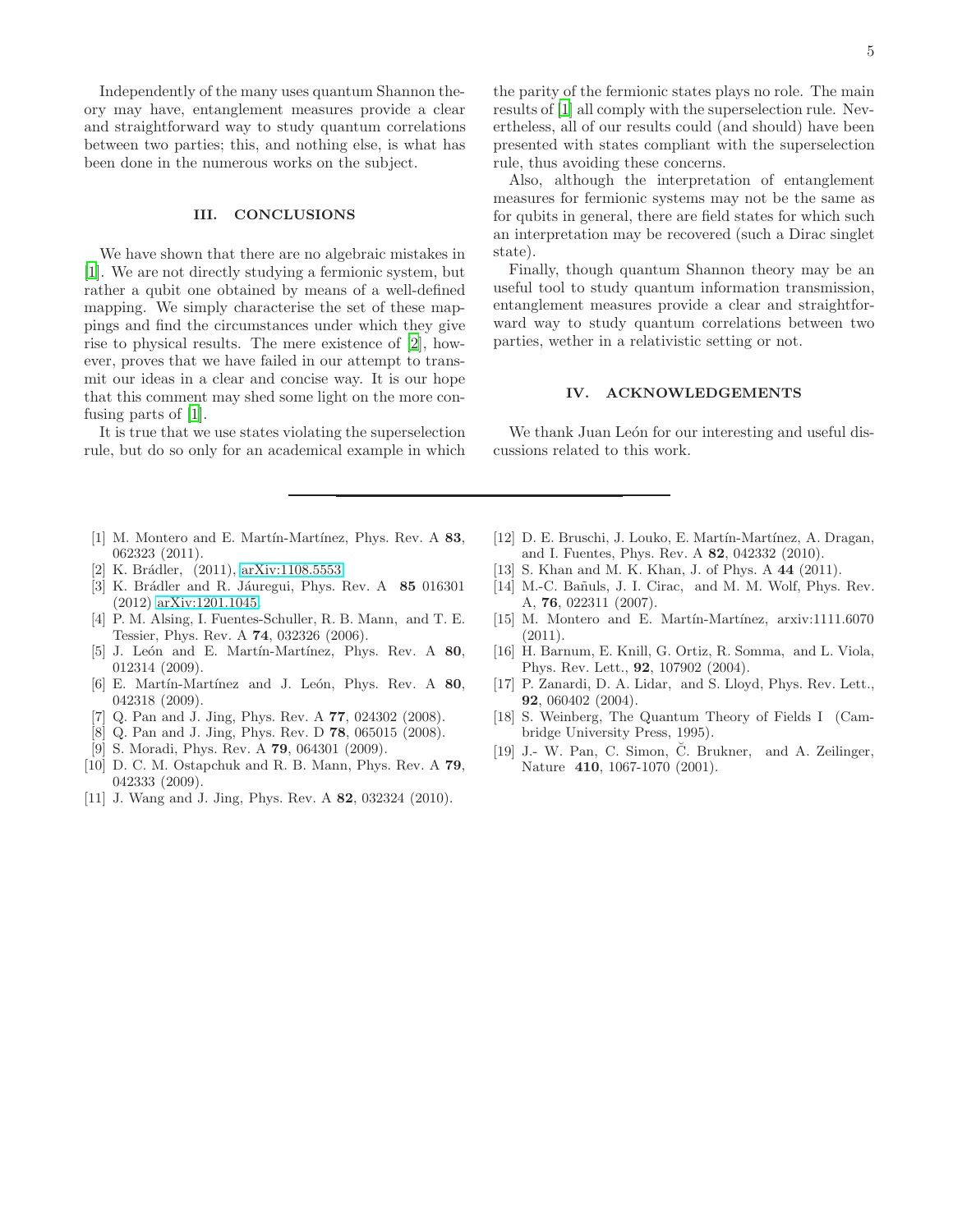Independently of the many uses quantum Shannon theory may have, entanglement measures provide a clear and straightforward way to study quantum correlations between two parties; this, and nothing else, is what has been done in the numerous works on the subject.

## III. CONCLUSIONS

We have shown that there are no algebraic mistakes in [1]. We are not directly studying a fermionic system, but rather a qubit one obtained by means of a well-defined mapping. We simply characterise the set of these mappings and find the circumstances under which they give rise to physical results. The mere existence of [2], however, proves that we have failed in our attempt to transmit our ideas in a clear and concise way. It is our hope that this comment may shed some light on the more confusing parts of [1].

It is true that we use states violating the superselection rule, but do so only for an academical example in which the parity of the fermionic states plays no role. The main results of [1] all comply with the superselection rule. Nevertheless, all of our results could (and should) have been presented with states compliant with the superselection rule, thus avoiding these concerns.

Also, although the interpretation of entanglement measures for fermionic systems may not be the same as for qubits in general, there are field states for which such an interpretation may be recovered (such a Dirac singlet state).

Finally, though quantum Shannon theory may be an useful tool to study quantum information transmission, entanglement measures provide a clear and straightforward way to study quantum correlations between two parties, wether in a relativistic setting or not.

## IV. ACKNOWLEDGEMENTS

We thank Juan León for our interesting and useful discussions related to this work.

---

[1] M. Montero and E. Martín-Martínez, Phys. Rev. A **83**, 062323 (2011).
[2] K. Brádler, (2011), arXiv:1108.5553.
[3] K. Brádler and R. Jáuregui, Phys. Rev. A **85** 016301 (2012) arXiv:1201.1045.
[4] P. M. Alsing, I. Fuentes-Schuller, R. B. Mann, and T. E. Tessier, Phys. Rev. A **74**, 032326 (2006).
[5] J. León and E. Martín-Martínez, Phys. Rev. A **80**, 012314 (2009).
[6] E. Martín-Martínez and J. León, Phys. Rev. A **80**, 042318 (2009).
[7] Q. Pan and J. Jing, Phys. Rev. A **77**, 024302 (2008).
[8] Q. Pan and J. Jing, Phys. Rev. D **78**, 065015 (2008).
[9] S. Moradi, Phys. Rev. A **79**, 064301 (2009).
[10] D. C. M. Ostapchuk and R. B. Mann, Phys. Rev. A **79**, 042333 (2009).
[11] J. Wang and J. Jing, Phys. Rev. A **82**, 032324 (2010).
[12] D. E. Bruschi, J. Louko, E. Martín-Martínez, A. Dragan, and I. Fuentes, Phys. Rev. A **82**, 042332 (2010).
[13] S. Khan and M. K. Khan, J. of Phys. A **44** (2011).
[14] M.-C. Bañuls, J. I. Cirac, and M. M. Wolf, Phys. Rev. A, **76**, 022311 (2007).
[15] M. Montero and E. Martín-Martínez, arxiv:1111.6070 (2011).
[16] H. Barnum, E. Knill, G. Ortiz, R. Somma, and L. Viola, Phys. Rev. Lett., **92**, 107902 (2004).
[17] P. Zanardi, D. A. Lidar, and S. Lloyd, Phys. Rev. Lett., **92**, 060402 (2004).
[18] S. Weinberg, The Quantum Theory of Fields I (Cambridge University Press, 1995).
[19] J.- W. Pan, C. Simon, Č. Brukner, and A. Zeilinger, Nature **410**, 1067-1070 (2001).